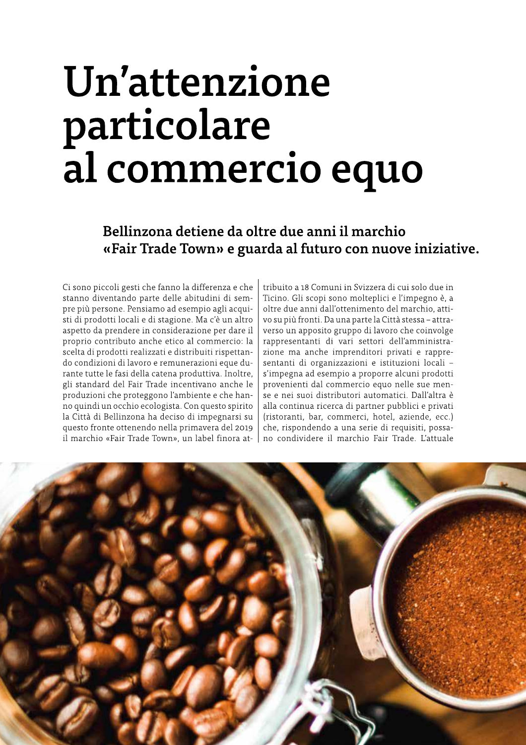# Un'attenzione particolare al commercio equo

**Bellinzona detiene da oltre due anni il marchio «Fair Trade Town» e guarda al futuro con nuove iniziative.**

Ci sono piccoli gesti che fanno la differenza e che stanno diventando parte delle abitudini di sempre più persone. Pensiamo ad esempio agli acquisti di prodotti locali e di stagione. Ma c'è un altro aspetto da prendere in considerazione per dare il proprio contributo anche etico al commercio: la scelta di prodotti realizzati e distribuiti rispettando condizioni di lavoro e remunerazioni eque durante tutte le fasi della catena produttiva. Inoltre, gli standard del Fair Trade incentivano anche le produzioni che proteggono l'ambiente e che hanno quindi un occhio ecologista. Con questo spirito la Città di Bellinzona ha deciso di impegnarsi su questo fronte ottenendo nella primavera del 2019 il marchio «Fair Trade Town», un label finora attribuito a 18 Comuni in Svizzera di cui solo due in Ticino. Gli scopi sono molteplici e l'impegno è, a oltre due anni dall'ottenimento del marchio, attivo su più fronti. Da una parte la Città stessa – attraverso un apposito gruppo di lavoro che coinvolge rappresentanti di vari settori dell'amministrazione ma anche imprenditori privati e rappresentanti di organizzazioni e istituzioni locali – s'impegna ad esempio a proporre alcuni prodotti provenienti dal commercio equo nelle sue mense e nei suoi distributori automatici. Dall'altra è alla continua ricerca di partner pubblici e privati (ristoranti, bar, commerci, hotel, aziende, ecc.) che, rispondendo a una serie di requisiti, possano condividere il marchio Fair Trade. L'attuale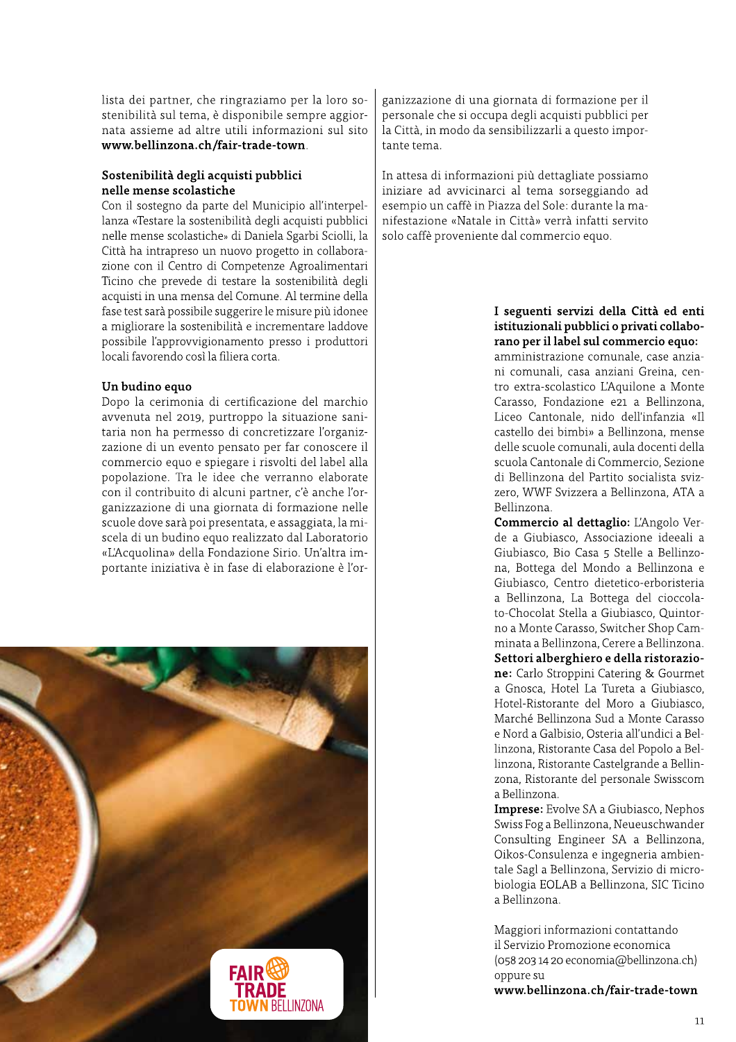lista dei partner, che ringraziamo per la loro sostenibilità sul tema, è disponibile sempre aggiornata assieme ad altre utili informazioni sul sito **www.bellinzona.ch/fair-trade-town**.

### Sostenibilità degli acquisti pubblici nelle mense scolastiche

Con il sostegno da parte del Municipio all'interpellanza «Testare la sostenibilità degli acquisti pubblici nelle mense scolastiche» di Daniela Sgarbi Sciolli, la Città ha intrapreso un nuovo progetto in collaborazione con il Centro di Competenze Agroalimentari Ticino che prevede di testare la sostenibilità degli acquisti in una mensa del Comune. Al termine della fase test sarà possibile suggerire le misure più idonee a migliorare la sostenibilità e incrementare laddove possibile l'approvvigionamento presso i produttori locali favorendo così la filiera corta.

### Un budino equo

Dopo la cerimonia di certificazione del marchio avvenuta nel 2019, purtroppo la situazione sanitaria non ha permesso di concretizzare l'organizzazione di un evento pensato per far conoscere il commercio equo e spiegare i risvolti del label alla popolazione. Tra le idee che verranno elaborate con il contributo di alcuni partner, c'è anche l'organizzazione di una giornata di formazione nelle scuole dove sarà poi presentata, e assaggiata, la miscela di un budino equo realizzato dal Laboratorio «L'Acquolina» della Fondazione Sirio. Un'altra importante iniziativa è in fase di elaborazione è l'organizzazione di una giornata di formazione per il personale che si occupa degli acquisti pubblici per la Città, in modo da sensibilizzarli a questo importante tema.

In attesa di informazioni più dettagliate possiamo iniziare ad avvicinarci al tema sorseggiando ad esempio un caffè in Piazza del Sole: durante la manifestazione «Natale in Città» verrà infatti servito solo caffè proveniente dal commercio equo.

FAIR TRADE TOWN BELLINZONA

**I seguenti servizi della Città ed enti istituzionali pubblici o privati collaborano per il label sul commercio equo:** amministrazione comunale, case anziani comunali, casa anziani Greina, centro extra-scolastico L'Aquilone a Monte Carasso, Fondazione e21 a Bellinzona, Liceo Cantonale, nido dell'infanzia «Il castello dei bimbi» a Bellinzona, mense delle scuole comunali, aula docenti della scuola Cantonale di Commercio, Sezione di Bellinzona del Partito socialista svizzero, WWF Svizzera a Bellinzona, ATA a Bellinzona.

**Commercio al dettaglio:** L'Angolo Verde a Giubiasco, Associazione ideeali a Giubiasco, Bio Casa 5 Stelle a Bellinzona, Bottega del Mondo a Bellinzona e Giubiasco, Centro dietetico-erboristeria a Bellinzona, La Bottega del cioccolato-Chocolat Stella a Giubiasco, Quintorno a Monte Carasso, Switcher Shop Camminata a Bellinzona, Cerere a Bellinzona.

**Settori alberghiero e della ristorazione:** Carlo Stroppini Catering & Gourmet a Gnosca, Hotel La Tureta a Giubiasco, Hotel-Ristorante del Moro a Giubiasco, Marché Bellinzona Sud a Monte Carasso e Nord a Galbisio, Osteria all'undici a Bellinzona, Ristorante Casa del Popolo a Bellinzona, Ristorante Castelgrande a Bellinzona, Ristorante del personale Swisscom a Bellinzona.

**Imprese:** Evolve SA a Giubiasco, Nephos Swiss Fog a Bellinzona, Neueuschwander Consulting Engineer SA a Bellinzona, Oikos-Consulenza e ingegneria ambientale Sagl a Bellinzona, Servizio di microbiologia EOLAB a Bellinzona, SIC Ticino a Bellinzona.

Maggiori informazioni contattando il Servizio Promozione economica (058 203 14 20 economia@bellinzona.ch) oppure su **www.bellinzona.ch/fair-trade-town**